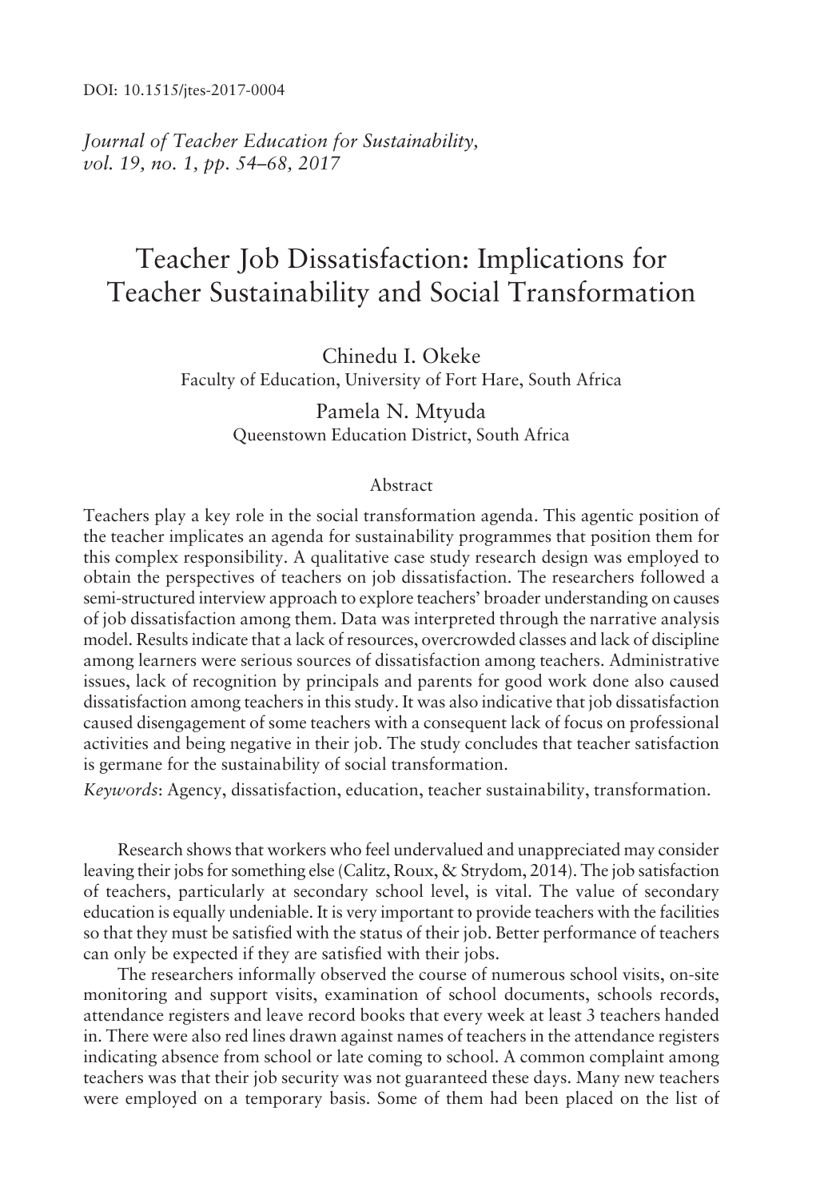DOI: 10.1515/jtes-2017-0004

*Journal of Teacher Education for Sustainability, vol. 19, no. 1, pp. 54–68, 2017*

# Teacher Job Dissatisfaction: Implications for Teacher Sustainability and Social Transformation

Chinedu I. Okeke
Faculty of Education, University of Fort Hare, South Africa

Pamela N. Mtyuda
Queenstown Education District, South Africa

## Abstract

Teachers play a key role in the social transformation agenda. This agentic position of the teacher implicates an agenda for sustainability programmes that position them for this complex responsibility. A qualitative case study research design was employed to obtain the perspectives of teachers on job dissatisfaction. The researchers followed a semi-structured interview approach to explore teachers' broader understanding on causes of job dissatisfaction among them. Data was interpreted through the narrative analysis model. Results indicate that a lack of resources, overcrowded classes and lack of discipline among learners were serious sources of dissatisfaction among teachers. Administrative issues, lack of recognition by principals and parents for good work done also caused dissatisfaction among teachers in this study. It was also indicative that job dissatisfaction caused disengagement of some teachers with a consequent lack of focus on professional activities and being negative in their job. The study concludes that teacher satisfaction is germane for the sustainability of social transformation.

*Keywords*: Agency, dissatisfaction, education, teacher sustainability, transformation.

Research shows that workers who feel undervalued and unappreciated may consider leaving their jobs for something else (Calitz, Roux, & Strydom, 2014). The job satisfaction of teachers, particularly at secondary school level, is vital. The value of secondary education is equally undeniable. It is very important to provide teachers with the facilities so that they must be satisfied with the status of their job. Better performance of teachers can only be expected if they are satisfied with their jobs.

The researchers informally observed the course of numerous school visits, on-site monitoring and support visits, examination of school documents, schools records, attendance registers and leave record books that every week at least 3 teachers handed in. There were also red lines drawn against names of teachers in the attendance registers indicating absence from school or late coming to school. A common complaint among teachers was that their job security was not guaranteed these days. Many new teachers were employed on a temporary basis. Some of them had been placed on the list of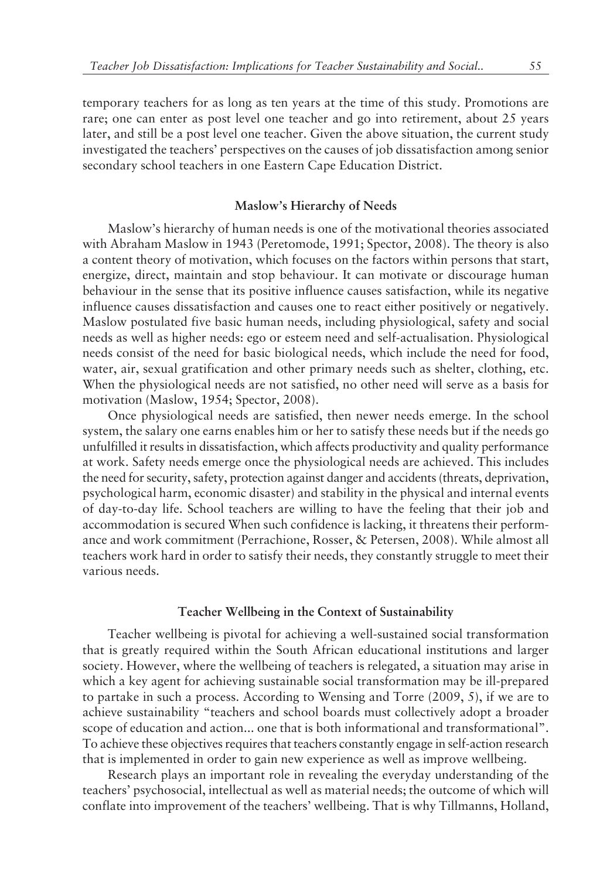temporary teachers for as long as ten years at the time of this study. Promotions are rare; one can enter as post level one teacher and go into retirement, about 25 years later, and still be a post level one teacher. Given the above situation, the current study investigated the teachers' perspectives on the causes of job dissatisfaction among senior secondary school teachers in one Eastern Cape Education District.

## Maslow's Hierarchy of Needs

Maslow's hierarchy of human needs is one of the motivational theories associated with Abraham Maslow in 1943 (Peretomode, 1991; Spector, 2008). The theory is also a content theory of motivation, which focuses on the factors within persons that start, energize, direct, maintain and stop behaviour. It can motivate or discourage human behaviour in the sense that its positive influence causes satisfaction, while its negative influence causes dissatisfaction and causes one to react either positively or negatively. Maslow postulated five basic human needs, including physiological, safety and social needs as well as higher needs: ego or esteem need and self-actualisation. Physiological needs consist of the need for basic biological needs, which include the need for food, water, air, sexual gratification and other primary needs such as shelter, clothing, etc. When the physiological needs are not satisfied, no other need will serve as a basis for motivation (Maslow, 1954; Spector, 2008).

Once physiological needs are satisfied, then newer needs emerge. In the school system, the salary one earns enables him or her to satisfy these needs but if the needs go unfulfilled it results in dissatisfaction, which affects productivity and quality performance at work. Safety needs emerge once the physiological needs are achieved. This includes the need for security, safety, protection against danger and accidents (threats, deprivation, psychological harm, economic disaster) and stability in the physical and internal events of day-to-day life. School teachers are willing to have the feeling that their job and accommodation is secured When such confidence is lacking, it threatens their performance and work commitment (Perrachione, Rosser, & Petersen, 2008). While almost all teachers work hard in order to satisfy their needs, they constantly struggle to meet their various needs.

## Teacher Wellbeing in the Context of Sustainability

Teacher wellbeing is pivotal for achieving a well-sustained social transformation that is greatly required within the South African educational institutions and larger society. However, where the wellbeing of teachers is relegated, a situation may arise in which a key agent for achieving sustainable social transformation may be ill-prepared to partake in such a process. According to Wensing and Torre (2009, 5), if we are to achieve sustainability "teachers and school boards must collectively adopt a broader scope of education and action... one that is both informational and transformational". To achieve these objectives requires that teachers constantly engage in self-action research that is implemented in order to gain new experience as well as improve wellbeing.

Research plays an important role in revealing the everyday understanding of the teachers' psychosocial, intellectual as well as material needs; the outcome of which will conflate into improvement of the teachers' wellbeing. That is why Tillmanns, Holland,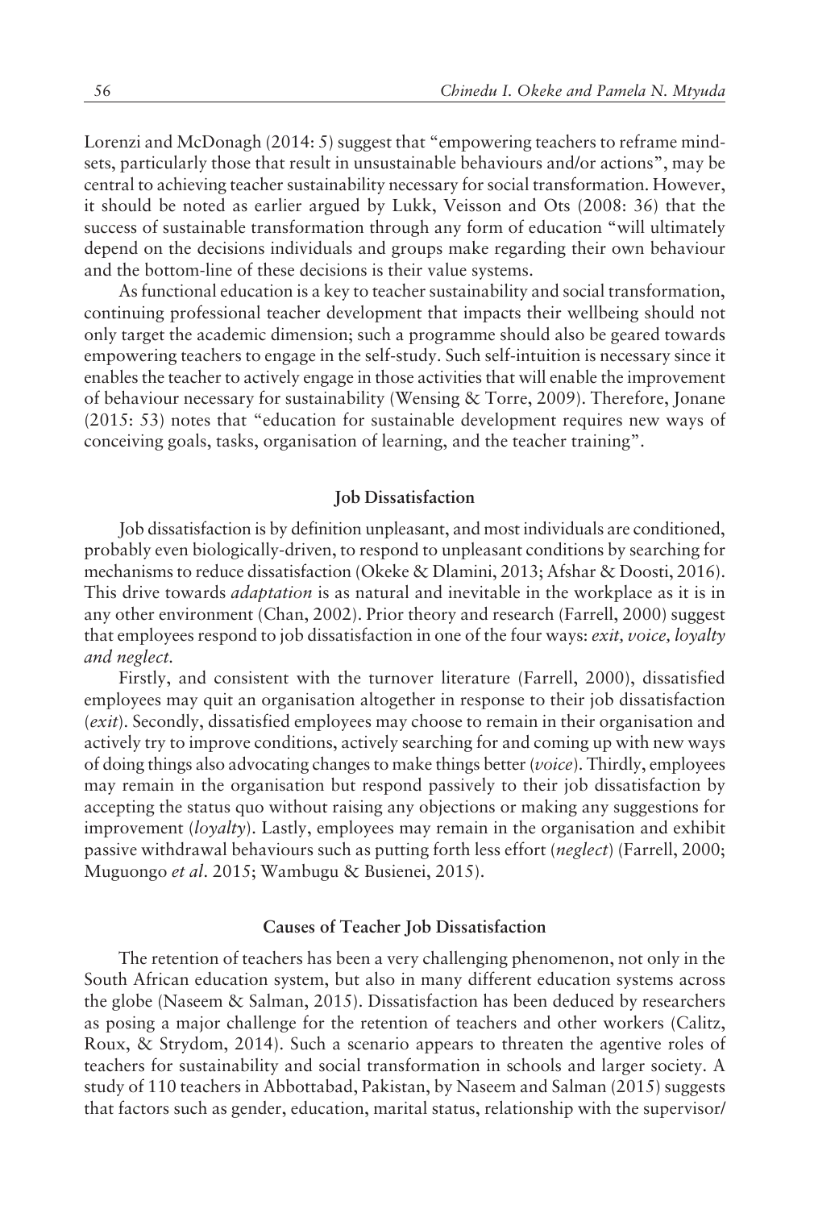Lorenzi and McDonagh (2014: 5) suggest that "empowering teachers to reframe mind-sets, particularly those that result in unsustainable behaviours and/or actions", may be central to achieving teacher sustainability necessary for social transformation. However, it should be noted as earlier argued by Lukk, Veisson and Ots (2008: 36) that the success of sustainable transformation through any form of education "will ultimately depend on the decisions individuals and groups make regarding their own behaviour and the bottom-line of these decisions is their value systems.

As functional education is a key to teacher sustainability and social transformation, continuing professional teacher development that impacts their wellbeing should not only target the academic dimension; such a programme should also be geared towards empowering teachers to engage in the self-study. Such self-intuition is necessary since it enables the teacher to actively engage in those activities that will enable the improvement of behaviour necessary for sustainability (Wensing & Torre, 2009). Therefore, Jonane (2015: 53) notes that "education for sustainable development requires new ways of conceiving goals, tasks, organisation of learning, and the teacher training".

## Job Dissatisfaction

Job dissatisfaction is by definition unpleasant, and most individuals are conditioned, probably even biologically-driven, to respond to unpleasant conditions by searching for mechanisms to reduce dissatisfaction (Okeke & Dlamini, 2013; Afshar & Doosti, 2016). This drive towards *adaptation* is as natural and inevitable in the workplace as it is in any other environment (Chan, 2002). Prior theory and research (Farrell, 2000) suggest that employees respond to job dissatisfaction in one of the four ways: *exit, voice, loyalty and neglect*.

Firstly, and consistent with the turnover literature (Farrell, 2000), dissatisfied employees may quit an organisation altogether in response to their job dissatisfaction (*exit*). Secondly, dissatisfied employees may choose to remain in their organisation and actively try to improve conditions, actively searching for and coming up with new ways of doing things also advocating changes to make things better (*voice*). Thirdly, employees may remain in the organisation but respond passively to their job dissatisfaction by accepting the status quo without raising any objections or making any suggestions for improvement (*loyalty*). Lastly, employees may remain in the organisation and exhibit passive withdrawal behaviours such as putting forth less effort (*neglect*) (Farrell, 2000; Muguongo *et al*. 2015; Wambugu & Busienei, 2015).

## Causes of Teacher Job Dissatisfaction

The retention of teachers has been a very challenging phenomenon, not only in the South African education system, but also in many different education systems across the globe (Naseem & Salman, 2015). Dissatisfaction has been deduced by researchers as posing a major challenge for the retention of teachers and other workers (Calitz, Roux, & Strydom, 2014). Such a scenario appears to threaten the agentive roles of teachers for sustainability and social transformation in schools and larger society. A study of 110 teachers in Abbottabad, Pakistan, by Naseem and Salman (2015) suggests that factors such as gender, education, marital status, relationship with the supervisor/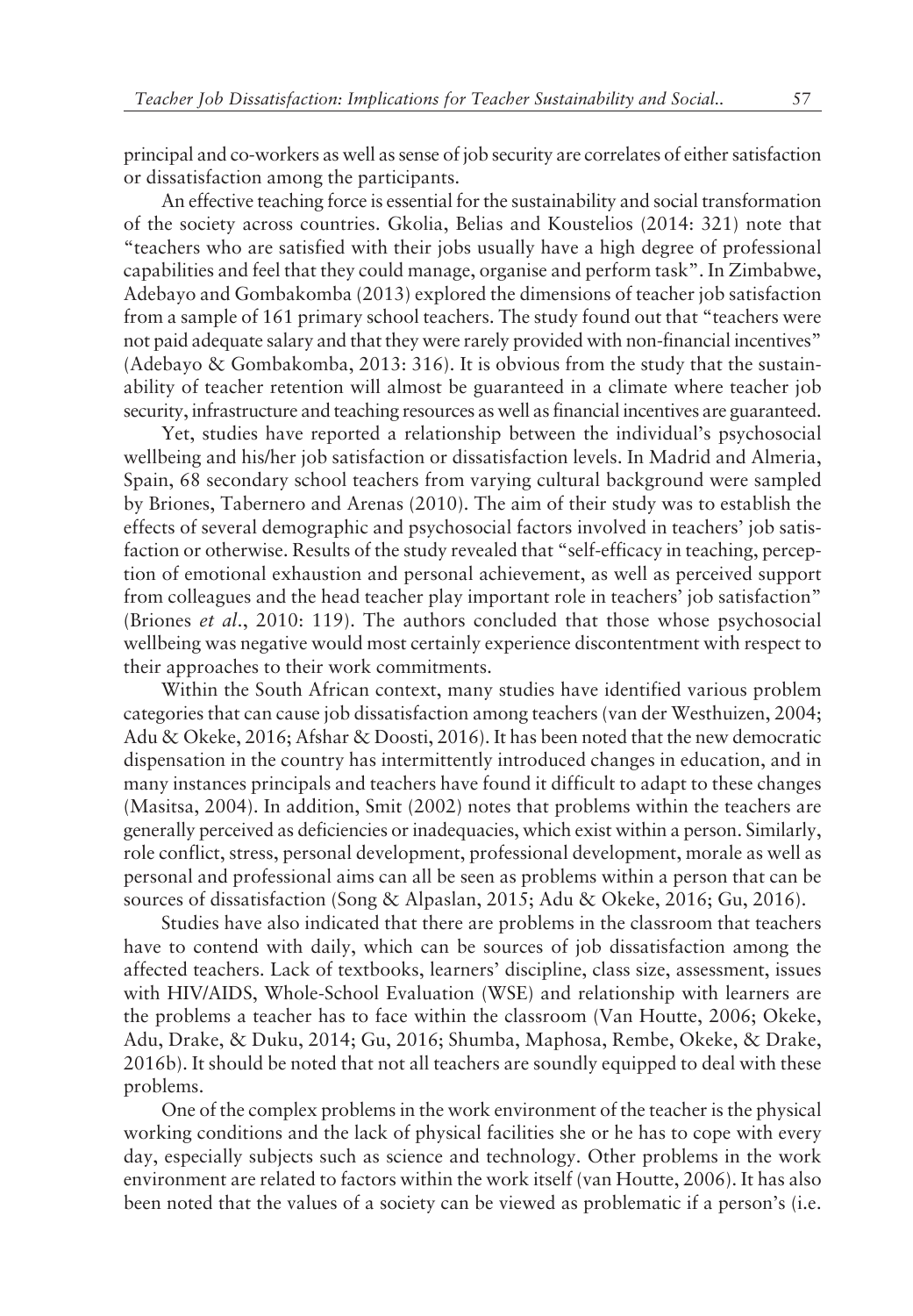principal and co-workers as well as sense of job security are correlates of either satisfaction or dissatisfaction among the participants.

An effective teaching force is essential for the sustainability and social transformation of the society across countries. Gkolia, Belias and Koustelios (2014: 321) note that "teachers who are satisfied with their jobs usually have a high degree of professional capabilities and feel that they could manage, organise and perform task". In Zimbabwe, Adebayo and Gombakomba (2013) explored the dimensions of teacher job satisfaction from a sample of 161 primary school teachers. The study found out that "teachers were not paid adequate salary and that they were rarely provided with non-financial incentives" (Adebayo & Gombakomba, 2013: 316). It is obvious from the study that the sustainability of teacher retention will almost be guaranteed in a climate where teacher job security, infrastructure and teaching resources as well as financial incentives are guaranteed.

Yet, studies have reported a relationship between the individual's psychosocial wellbeing and his/her job satisfaction or dissatisfaction levels. In Madrid and Almeria, Spain, 68 secondary school teachers from varying cultural background were sampled by Briones, Tabernero and Arenas (2010). The aim of their study was to establish the effects of several demographic and psychosocial factors involved in teachers' job satisfaction or otherwise. Results of the study revealed that "self-efficacy in teaching, perception of emotional exhaustion and personal achievement, as well as perceived support from colleagues and the head teacher play important role in teachers' job satisfaction" (Briones *et al*., 2010: 119). The authors concluded that those whose psychosocial wellbeing was negative would most certainly experience discontentment with respect to their approaches to their work commitments.

Within the South African context, many studies have identified various problem categories that can cause job dissatisfaction among teachers (van der Westhuizen, 2004; Adu & Okeke, 2016; Afshar & Doosti, 2016). It has been noted that the new democratic dispensation in the country has intermittently introduced changes in education, and in many instances principals and teachers have found it difficult to adapt to these changes (Masitsa, 2004). In addition, Smit (2002) notes that problems within the teachers are generally perceived as deficiencies or inadequacies, which exist within a person. Similarly, role conflict, stress, personal development, professional development, morale as well as personal and professional aims can all be seen as problems within a person that can be sources of dissatisfaction (Song & Alpaslan, 2015; Adu & Okeke, 2016; Gu, 2016).

Studies have also indicated that there are problems in the classroom that teachers have to contend with daily, which can be sources of job dissatisfaction among the affected teachers. Lack of textbooks, learners' discipline, class size, assessment, issues with HIV/AIDS, Whole-School Evaluation (WSE) and relationship with learners are the problems a teacher has to face within the classroom (Van Houtte, 2006; Okeke, Adu, Drake, & Duku, 2014; Gu, 2016; Shumba, Maphosa, Rembe, Okeke, & Drake, 2016b). It should be noted that not all teachers are soundly equipped to deal with these problems.

One of the complex problems in the work environment of the teacher is the physical working conditions and the lack of physical facilities she or he has to cope with every day, especially subjects such as science and technology. Other problems in the work environment are related to factors within the work itself (van Houtte, 2006). It has also been noted that the values of a society can be viewed as problematic if a person's (i.e.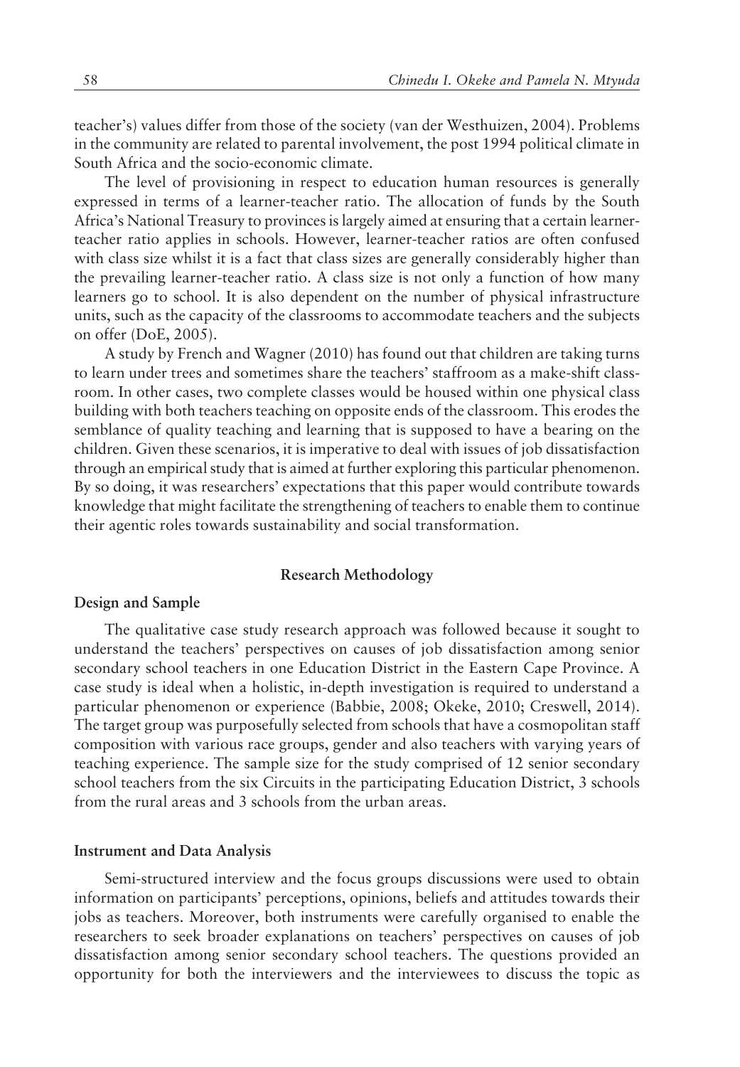teacher's) values differ from those of the society (van der Westhuizen, 2004). Problems in the community are related to parental involvement, the post 1994 political climate in South Africa and the socio-economic climate.

The level of provisioning in respect to education human resources is generally expressed in terms of a learner-teacher ratio. The allocation of funds by the South Africa's National Treasury to provinces is largely aimed at ensuring that a certain learner-teacher ratio applies in schools. However, learner-teacher ratios are often confused with class size whilst it is a fact that class sizes are generally considerably higher than the prevailing learner-teacher ratio. A class size is not only a function of how many learners go to school. It is also dependent on the number of physical infrastructure units, such as the capacity of the classrooms to accommodate teachers and the subjects on offer (DoE, 2005).

A study by French and Wagner (2010) has found out that children are taking turns to learn under trees and sometimes share the teachers' staffroom as a make-shift classroom. In other cases, two complete classes would be housed within one physical class building with both teachers teaching on opposite ends of the classroom. This erodes the semblance of quality teaching and learning that is supposed to have a bearing on the children. Given these scenarios, it is imperative to deal with issues of job dissatisfaction through an empirical study that is aimed at further exploring this particular phenomenon. By so doing, it was researchers' expectations that this paper would contribute towards knowledge that might facilitate the strengthening of teachers to enable them to continue their agentic roles towards sustainability and social transformation.

## Research Methodology

### Design and Sample

The qualitative case study research approach was followed because it sought to understand the teachers' perspectives on causes of job dissatisfaction among senior secondary school teachers in one Education District in the Eastern Cape Province. A case study is ideal when a holistic, in-depth investigation is required to understand a particular phenomenon or experience (Babbie, 2008; Okeke, 2010; Creswell, 2014). The target group was purposefully selected from schools that have a cosmopolitan staff composition with various race groups, gender and also teachers with varying years of teaching experience. The sample size for the study comprised of 12 senior secondary school teachers from the six Circuits in the participating Education District, 3 schools from the rural areas and 3 schools from the urban areas.

### Instrument and Data Analysis

Semi-structured interview and the focus groups discussions were used to obtain information on participants' perceptions, opinions, beliefs and attitudes towards their jobs as teachers. Moreover, both instruments were carefully organised to enable the researchers to seek broader explanations on teachers' perspectives on causes of job dissatisfaction among senior secondary school teachers. The questions provided an opportunity for both the interviewers and the interviewees to discuss the topic as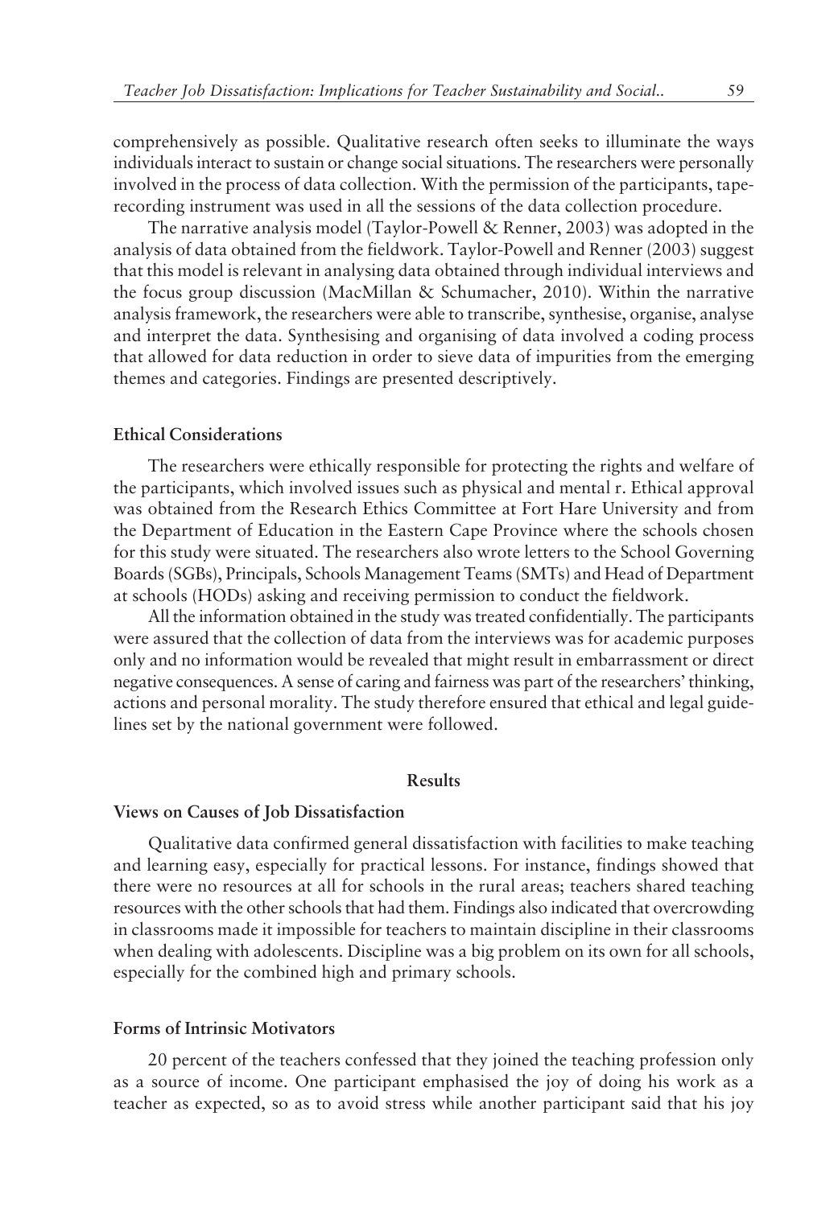comprehensively as possible. Qualitative research often seeks to illuminate the ways individuals interact to sustain or change social situations. The researchers were personally involved in the process of data collection. With the permission of the participants, tape-recording instrument was used in all the sessions of the data collection procedure.

The narrative analysis model (Taylor-Powell & Renner, 2003) was adopted in the analysis of data obtained from the fieldwork. Taylor-Powell and Renner (2003) suggest that this model is relevant in analysing data obtained through individual interviews and the focus group discussion (MacMillan & Schumacher, 2010). Within the narrative analysis framework, the researchers were able to transcribe, synthesise, organise, analyse and interpret the data. Synthesising and organising of data involved a coding process that allowed for data reduction in order to sieve data of impurities from the emerging themes and categories. Findings are presented descriptively.

### Ethical Considerations

The researchers were ethically responsible for protecting the rights and welfare of the participants, which involved issues such as physical and mental r. Ethical approval was obtained from the Research Ethics Committee at Fort Hare University and from the Department of Education in the Eastern Cape Province where the schools chosen for this study were situated. The researchers also wrote letters to the School Governing Boards (SGBs), Principals, Schools Management Teams (SMTs) and Head of Department at schools (HODs) asking and receiving permission to conduct the fieldwork.

All the information obtained in the study was treated confidentially. The participants were assured that the collection of data from the interviews was for academic purposes only and no information would be revealed that might result in embarrassment or direct negative consequences. A sense of caring and fairness was part of the researchers' thinking, actions and personal morality. The study therefore ensured that ethical and legal guidelines set by the national government were followed.

## Results

### Views on Causes of Job Dissatisfaction

Qualitative data confirmed general dissatisfaction with facilities to make teaching and learning easy, especially for practical lessons. For instance, findings showed that there were no resources at all for schools in the rural areas; teachers shared teaching resources with the other schools that had them. Findings also indicated that overcrowding in classrooms made it impossible for teachers to maintain discipline in their classrooms when dealing with adolescents. Discipline was a big problem on its own for all schools, especially for the combined high and primary schools.

### Forms of Intrinsic Motivators

20 percent of the teachers confessed that they joined the teaching profession only as a source of income. One participant emphasised the joy of doing his work as a teacher as expected, so as to avoid stress while another participant said that his joy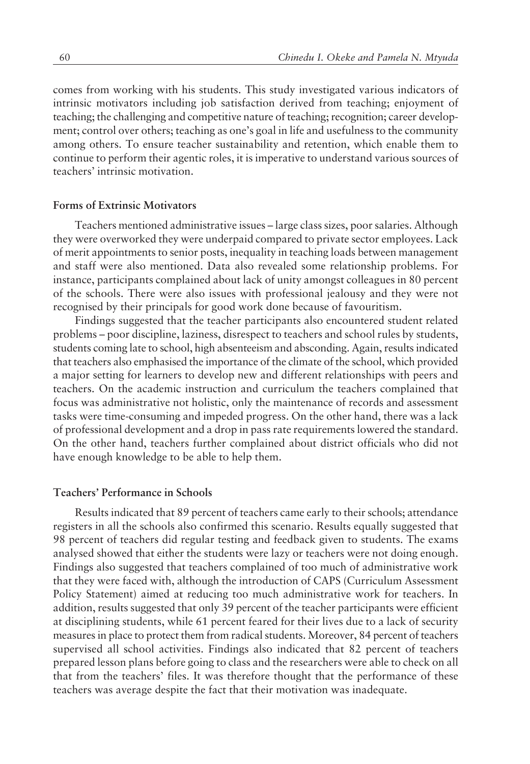comes from working with his students. This study investigated various indicators of intrinsic motivators including job satisfaction derived from teaching; enjoyment of teaching; the challenging and competitive nature of teaching; recognition; career development; control over others; teaching as one's goal in life and usefulness to the community among others. To ensure teacher sustainability and retention, which enable them to continue to perform their agentic roles, it is imperative to understand various sources of teachers' intrinsic motivation.

### Forms of Extrinsic Motivators

Teachers mentioned administrative issues – large class sizes, poor salaries. Although they were overworked they were underpaid compared to private sector employees. Lack of merit appointments to senior posts, inequality in teaching loads between management and staff were also mentioned. Data also revealed some relationship problems. For instance, participants complained about lack of unity amongst colleagues in 80 percent of the schools. There were also issues with professional jealousy and they were not recognised by their principals for good work done because of favouritism.

Findings suggested that the teacher participants also encountered student related problems – poor discipline, laziness, disrespect to teachers and school rules by students, students coming late to school, high absenteeism and absconding. Again, results indicated that teachers also emphasised the importance of the climate of the school, which provided a major setting for learners to develop new and different relationships with peers and teachers. On the academic instruction and curriculum the teachers complained that focus was administrative not holistic, only the maintenance of records and assessment tasks were time-consuming and impeded progress. On the other hand, there was a lack of professional development and a drop in pass rate requirements lowered the standard. On the other hand, teachers further complained about district officials who did not have enough knowledge to be able to help them.

### Teachers' Performance in Schools

Results indicated that 89 percent of teachers came early to their schools; attendance registers in all the schools also confirmed this scenario. Results equally suggested that 98 percent of teachers did regular testing and feedback given to students. The exams analysed showed that either the students were lazy or teachers were not doing enough. Findings also suggested that teachers complained of too much of administrative work that they were faced with, although the introduction of CAPS (Curriculum Assessment Policy Statement) aimed at reducing too much administrative work for teachers. In addition, results suggested that only 39 percent of the teacher participants were efficient at disciplining students, while 61 percent feared for their lives due to a lack of security measures in place to protect them from radical students. Moreover, 84 percent of teachers supervised all school activities. Findings also indicated that 82 percent of teachers prepared lesson plans before going to class and the researchers were able to check on all that from the teachers' files. It was therefore thought that the performance of these teachers was average despite the fact that their motivation was inadequate.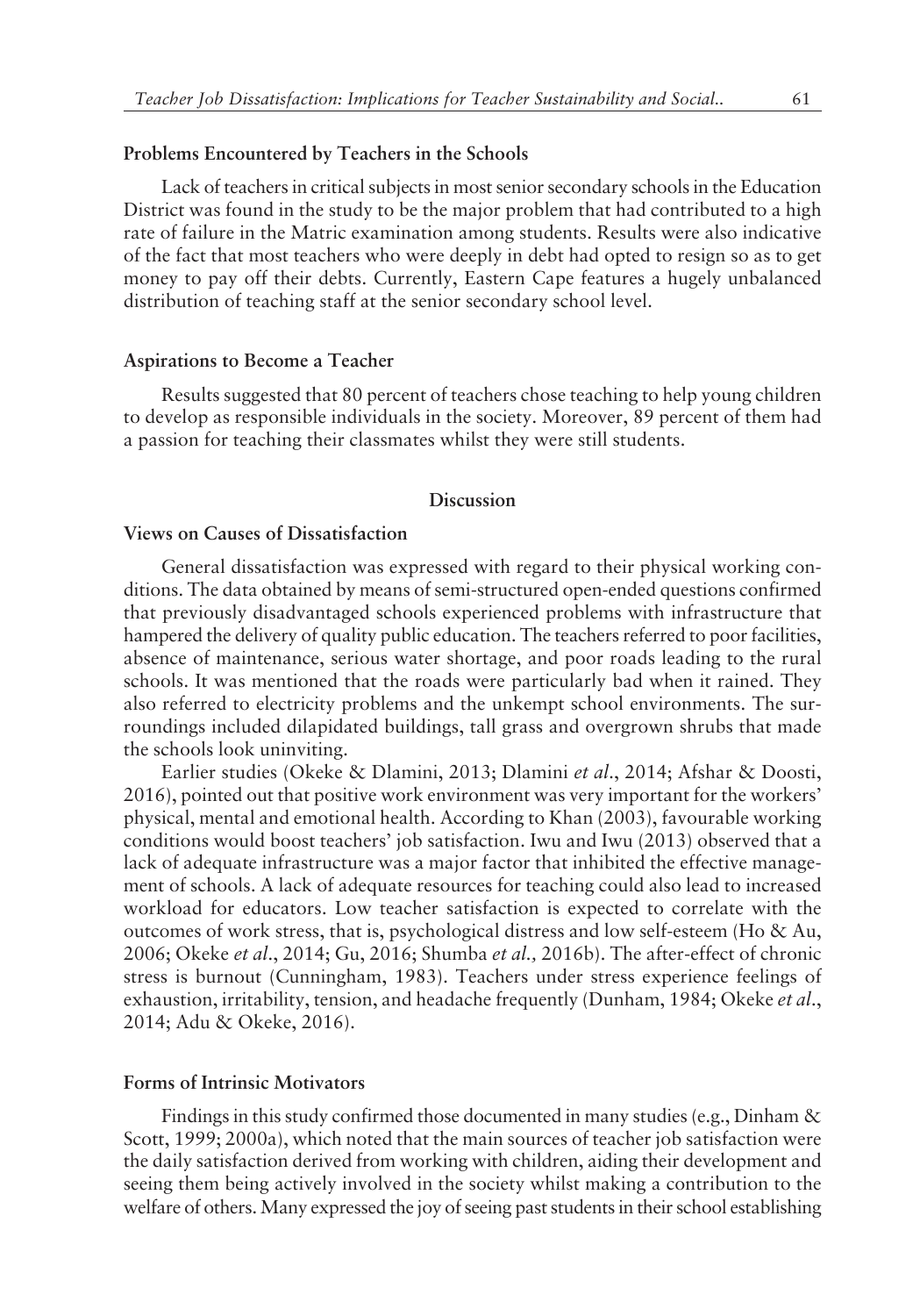### Problems Encountered by Teachers in the Schools

Lack of teachers in critical subjects in most senior secondary schools in the Education District was found in the study to be the major problem that had contributed to a high rate of failure in the Matric examination among students. Results were also indicative of the fact that most teachers who were deeply in debt had opted to resign so as to get money to pay off their debts. Currently, Eastern Cape features a hugely unbalanced distribution of teaching staff at the senior secondary school level.

### Aspirations to Become a Teacher

Results suggested that 80 percent of teachers chose teaching to help young children to develop as responsible individuals in the society. Moreover, 89 percent of them had a passion for teaching their classmates whilst they were still students.

## Discussion

### Views on Causes of Dissatisfaction

General dissatisfaction was expressed with regard to their physical working conditions. The data obtained by means of semi-structured open-ended questions confirmed that previously disadvantaged schools experienced problems with infrastructure that hampered the delivery of quality public education. The teachers referred to poor facilities, absence of maintenance, serious water shortage, and poor roads leading to the rural schools. It was mentioned that the roads were particularly bad when it rained. They also referred to electricity problems and the unkempt school environments. The surroundings included dilapidated buildings, tall grass and overgrown shrubs that made the schools look uninviting.

Earlier studies (Okeke & Dlamini, 2013; Dlamini *et al*., 2014; Afshar & Doosti, 2016), pointed out that positive work environment was very important for the workers' physical, mental and emotional health. According to Khan (2003), favourable working conditions would boost teachers' job satisfaction. Iwu and Iwu (2013) observed that a lack of adequate infrastructure was a major factor that inhibited the effective management of schools. A lack of adequate resources for teaching could also lead to increased workload for educators. Low teacher satisfaction is expected to correlate with the outcomes of work stress, that is, psychological distress and low self-esteem (Ho & Au, 2006; Okeke *et al*., 2014; Gu, 2016; Shumba *et al.,* 2016b). The after-effect of chronic stress is burnout (Cunningham, 1983). Teachers under stress experience feelings of exhaustion, irritability, tension, and headache frequently (Dunham, 1984; Okeke *et al*., 2014; Adu & Okeke, 2016).

### Forms of Intrinsic Motivators

Findings in this study confirmed those documented in many studies (e.g., Dinham & Scott, 1999; 2000a), which noted that the main sources of teacher job satisfaction were the daily satisfaction derived from working with children, aiding their development and seeing them being actively involved in the society whilst making a contribution to the welfare of others. Many expressed the joy of seeing past students in their school establishing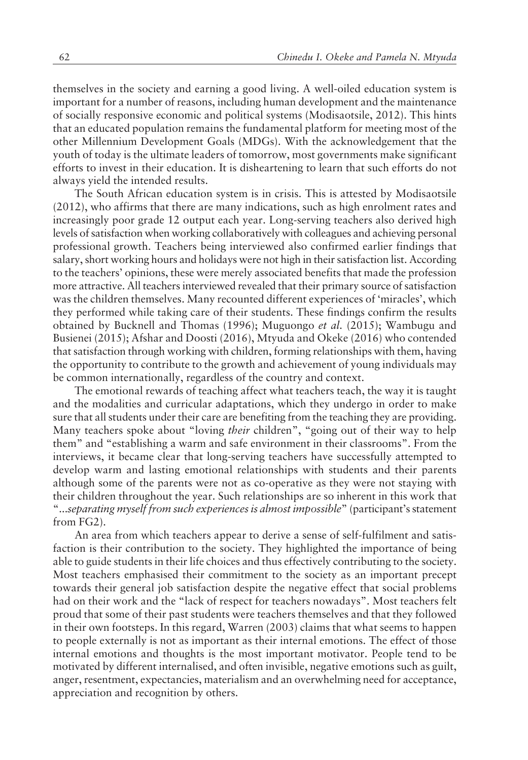themselves in the society and earning a good living. A well-oiled education system is important for a number of reasons, including human development and the maintenance of socially responsive economic and political systems (Modisaotsile, 2012). This hints that an educated population remains the fundamental platform for meeting most of the other Millennium Development Goals (MDGs). With the acknowledgement that the youth of today is the ultimate leaders of tomorrow, most governments make significant efforts to invest in their education. It is disheartening to learn that such efforts do not always yield the intended results.

The South African education system is in crisis. This is attested by Modisaotsile (2012), who affirms that there are many indications, such as high enrolment rates and increasingly poor grade 12 output each year. Long-serving teachers also derived high levels of satisfaction when working collaboratively with colleagues and achieving personal professional growth. Teachers being interviewed also confirmed earlier findings that salary, short working hours and holidays were not high in their satisfaction list. According to the teachers' opinions, these were merely associated benefits that made the profession more attractive. All teachers interviewed revealed that their primary source of satisfaction was the children themselves. Many recounted different experiences of 'miracles', which they performed while taking care of their students. These findings confirm the results obtained by Bucknell and Thomas (1996); Muguongo *et al.* (2015); Wambugu and Busienei (2015); Afshar and Doosti (2016), Mtyuda and Okeke (2016) who contended that satisfaction through working with children, forming relationships with them, having the opportunity to contribute to the growth and achievement of young individuals may be common internationally, regardless of the country and context.

The emotional rewards of teaching affect what teachers teach, the way it is taught and the modalities and curricular adaptations, which they undergo in order to make sure that all students under their care are benefiting from the teaching they are providing. Many teachers spoke about "loving *their* children", "going out of their way to help them" and "establishing a warm and safe environment in their classrooms". From the interviews, it became clear that long-serving teachers have successfully attempted to develop warm and lasting emotional relationships with students and their parents although some of the parents were not as co-operative as they were not staying with their children throughout the year. Such relationships are so inherent in this work that "*...separating myself from such experiences is almost impossible*" (participant's statement from FG2).

An area from which teachers appear to derive a sense of self-fulfilment and satisfaction is their contribution to the society. They highlighted the importance of being able to guide students in their life choices and thus effectively contributing to the society. Most teachers emphasised their commitment to the society as an important precept towards their general job satisfaction despite the negative effect that social problems had on their work and the "lack of respect for teachers nowadays". Most teachers felt proud that some of their past students were teachers themselves and that they followed in their own footsteps. In this regard, Warren (2003) claims that what seems to happen to people externally is not as important as their internal emotions. The effect of those internal emotions and thoughts is the most important motivator. People tend to be motivated by different internalised, and often invisible, negative emotions such as guilt, anger, resentment, expectancies, materialism and an overwhelming need for acceptance, appreciation and recognition by others.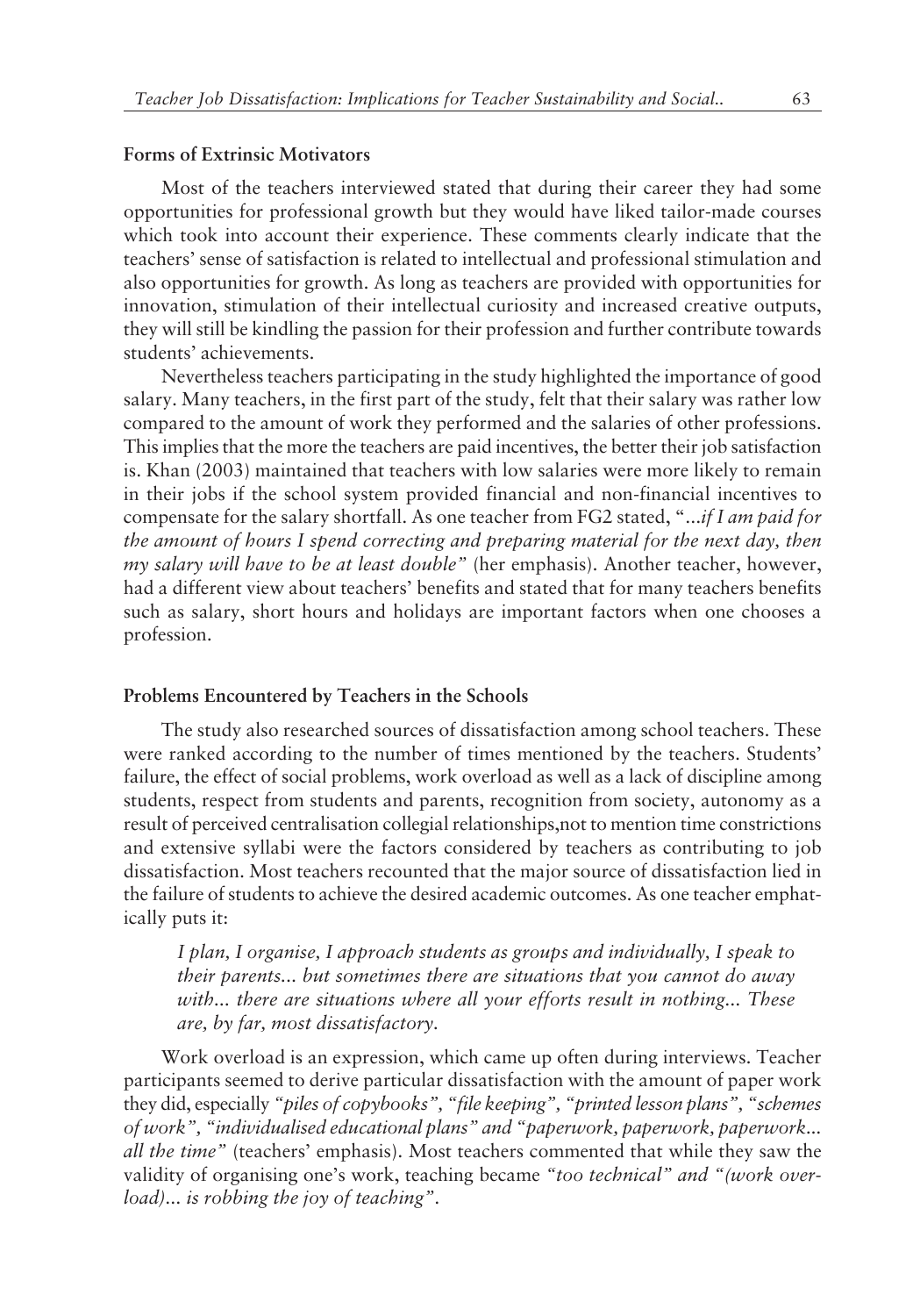### Forms of Extrinsic Motivators

Most of the teachers interviewed stated that during their career they had some opportunities for professional growth but they would have liked tailor-made courses which took into account their experience. These comments clearly indicate that the teachers' sense of satisfaction is related to intellectual and professional stimulation and also opportunities for growth. As long as teachers are provided with opportunities for innovation, stimulation of their intellectual curiosity and increased creative outputs, they will still be kindling the passion for their profession and further contribute towards students' achievements.

Nevertheless teachers participating in the study highlighted the importance of good salary. Many teachers, in the first part of the study, felt that their salary was rather low compared to the amount of work they performed and the salaries of other professions. This implies that the more the teachers are paid incentives, the better their job satisfaction is. Khan (2003) maintained that teachers with low salaries were more likely to remain in their jobs if the school system provided financial and non-financial incentives to compensate for the salary shortfall. As one teacher from FG2 stated, "*...if I am paid for the amount of hours I spend correcting and preparing material for the next day, then my salary will have to be at least double"* (her emphasis). Another teacher, however, had a different view about teachers' benefits and stated that for many teachers benefits such as salary, short hours and holidays are important factors when one chooses a profession.

### Problems Encountered by Teachers in the Schools

The study also researched sources of dissatisfaction among school teachers. These were ranked according to the number of times mentioned by the teachers. Students' failure, the effect of social problems, work overload as well as a lack of discipline among students, respect from students and parents, recognition from society, autonomy as a result of perceived centralisation collegial relationships,not to mention time constrictions and extensive syllabi were the factors considered by teachers as contributing to job dissatisfaction. Most teachers recounted that the major source of dissatisfaction lied in the failure of students to achieve the desired academic outcomes. As one teacher emphatically puts it:

> *I plan, I organise, I approach students as groups and individually, I speak to their parents... but sometimes there are situations that you cannot do away with... there are situations where all your efforts result in nothing... These are, by far, most dissatisfactory.*

Work overload is an expression, which came up often during interviews. Teacher participants seemed to derive particular dissatisfaction with the amount of paper work they did, especially *"piles of copybooks", "file keeping", "printed lesson plans", "schemes of work", "individualised educational plans"* and *"paperwork, paperwork, paperwork... all the time"* (teachers' emphasis). Most teachers commented that while they saw the validity of organising one's work, teaching became *"too technical"* and *"(work overload)... is robbing the joy of teaching"*.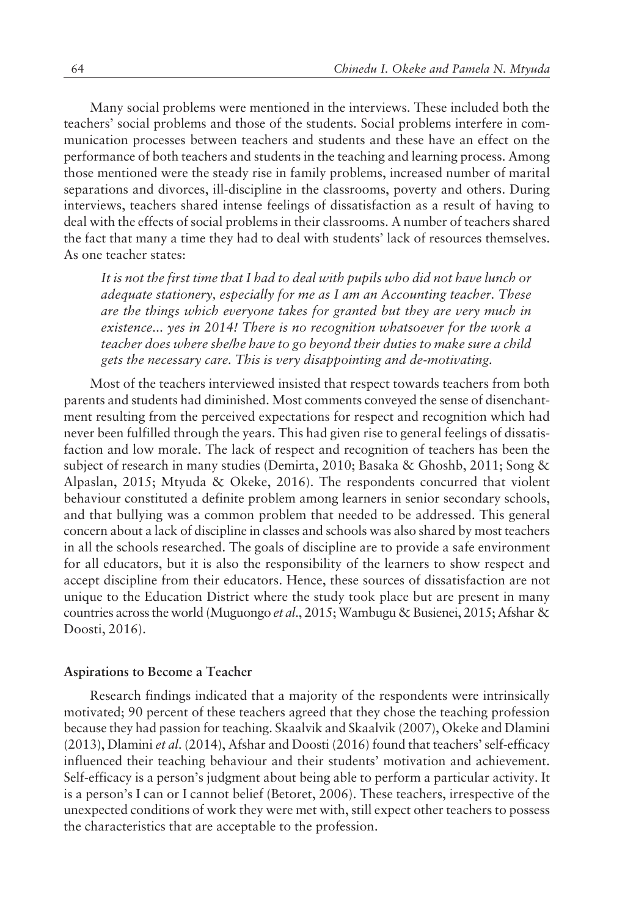Many social problems were mentioned in the interviews. These included both the teachers' social problems and those of the students. Social problems interfere in communication processes between teachers and students and these have an effect on the performance of both teachers and students in the teaching and learning process. Among those mentioned were the steady rise in family problems, increased number of marital separations and divorces, ill-discipline in the classrooms, poverty and others. During interviews, teachers shared intense feelings of dissatisfaction as a result of having to deal with the effects of social problems in their classrooms. A number of teachers shared the fact that many a time they had to deal with students' lack of resources themselves. As one teacher states:

> *It is not the first time that I had to deal with pupils who did not have lunch or adequate stationery, especially for me as I am an Accounting teacher. These are the things which everyone takes for granted but they are very much in existence... yes in 2014! There is no recognition whatsoever for the work a teacher does where she/he have to go beyond their duties to make sure a child gets the necessary care. This is very disappointing and de-motivating.*

Most of the teachers interviewed insisted that respect towards teachers from both parents and students had diminished. Most comments conveyed the sense of disenchantment resulting from the perceived expectations for respect and recognition which had never been fulfilled through the years. This had given rise to general feelings of dissatisfaction and low morale. The lack of respect and recognition of teachers has been the subject of research in many studies (Demirta, 2010; Basaka & Ghoshb, 2011; Song & Alpaslan, 2015; Mtyuda & Okeke, 2016). The respondents concurred that violent behaviour constituted a definite problem among learners in senior secondary schools, and that bullying was a common problem that needed to be addressed. This general concern about a lack of discipline in classes and schools was also shared by most teachers in all the schools researched. The goals of discipline are to provide a safe environment for all educators, but it is also the responsibility of the learners to show respect and accept discipline from their educators. Hence, these sources of dissatisfaction are not unique to the Education District where the study took place but are present in many countries across the world (Muguongo *et al.*, 2015; Wambugu & Busienei, 2015; Afshar & Doosti, 2016).

### Aspirations to Become a Teacher

Research findings indicated that a majority of the respondents were intrinsically motivated; 90 percent of these teachers agreed that they chose the teaching profession because they had passion for teaching. Skaalvik and Skaalvik (2007), Okeke and Dlamini (2013), Dlamini *et al.* (2014), Afshar and Doosti (2016) found that teachers' self-efficacy influenced their teaching behaviour and their students' motivation and achievement. Self-efficacy is a person's judgment about being able to perform a particular activity. It is a person's I can or I cannot belief (Betoret, 2006). These teachers, irrespective of the unexpected conditions of work they were met with, still expect other teachers to possess the characteristics that are acceptable to the profession.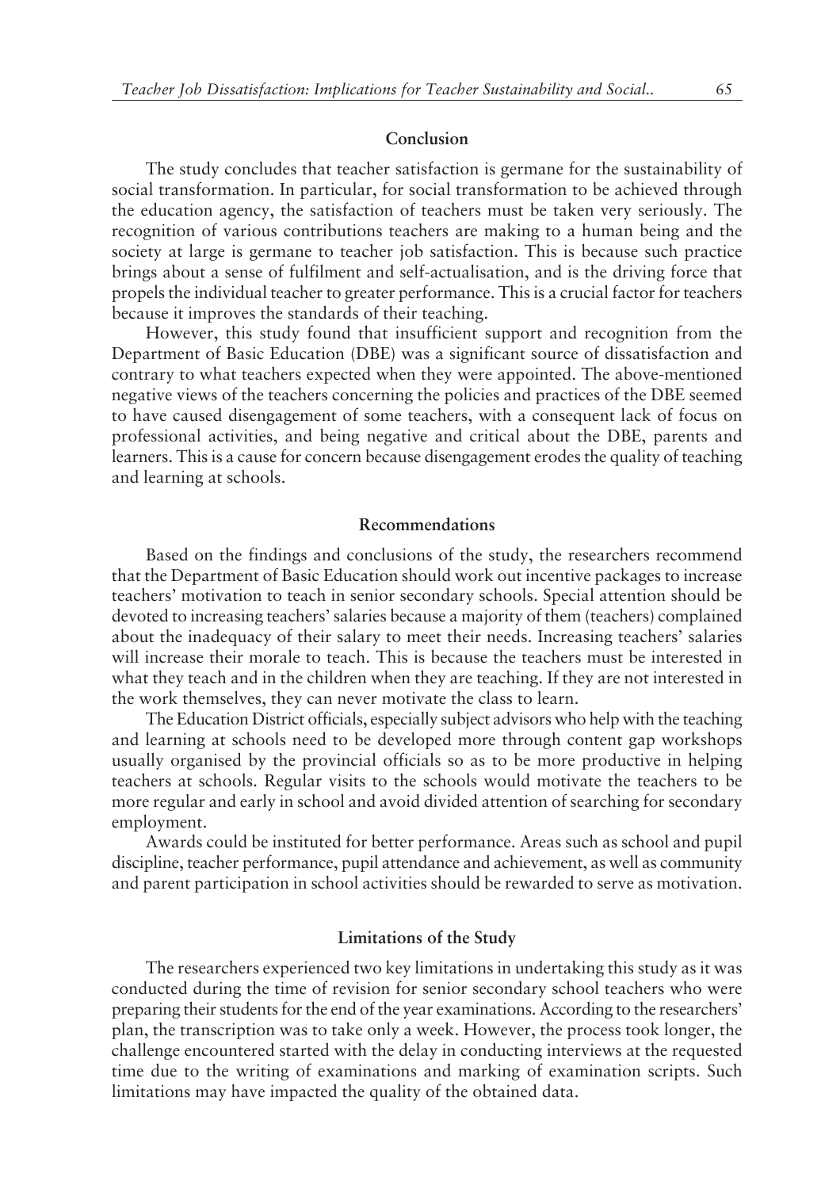## Conclusion

The study concludes that teacher satisfaction is germane for the sustainability of social transformation. In particular, for social transformation to be achieved through the education agency, the satisfaction of teachers must be taken very seriously. The recognition of various contributions teachers are making to a human being and the society at large is germane to teacher job satisfaction. This is because such practice brings about a sense of fulfilment and self-actualisation, and is the driving force that propels the individual teacher to greater performance. This is a crucial factor for teachers because it improves the standards of their teaching.

However, this study found that insufficient support and recognition from the Department of Basic Education (DBE) was a significant source of dissatisfaction and contrary to what teachers expected when they were appointed. The above-mentioned negative views of the teachers concerning the policies and practices of the DBE seemed to have caused disengagement of some teachers, with a consequent lack of focus on professional activities, and being negative and critical about the DBE, parents and learners. This is a cause for concern because disengagement erodes the quality of teaching and learning at schools.

## Recommendations

Based on the findings and conclusions of the study, the researchers recommend that the Department of Basic Education should work out incentive packages to increase teachers' motivation to teach in senior secondary schools. Special attention should be devoted to increasing teachers' salaries because a majority of them (teachers) complained about the inadequacy of their salary to meet their needs. Increasing teachers' salaries will increase their morale to teach. This is because the teachers must be interested in what they teach and in the children when they are teaching. If they are not interested in the work themselves, they can never motivate the class to learn.

The Education District officials, especially subject advisors who help with the teaching and learning at schools need to be developed more through content gap workshops usually organised by the provincial officials so as to be more productive in helping teachers at schools. Regular visits to the schools would motivate the teachers to be more regular and early in school and avoid divided attention of searching for secondary employment.

Awards could be instituted for better performance. Areas such as school and pupil discipline, teacher performance, pupil attendance and achievement, as well as community and parent participation in school activities should be rewarded to serve as motivation.

## Limitations of the Study

The researchers experienced two key limitations in undertaking this study as it was conducted during the time of revision for senior secondary school teachers who were preparing their students for the end of the year examinations. According to the researchers' plan, the transcription was to take only a week. However, the process took longer, the challenge encountered started with the delay in conducting interviews at the requested time due to the writing of examinations and marking of examination scripts. Such limitations may have impacted the quality of the obtained data.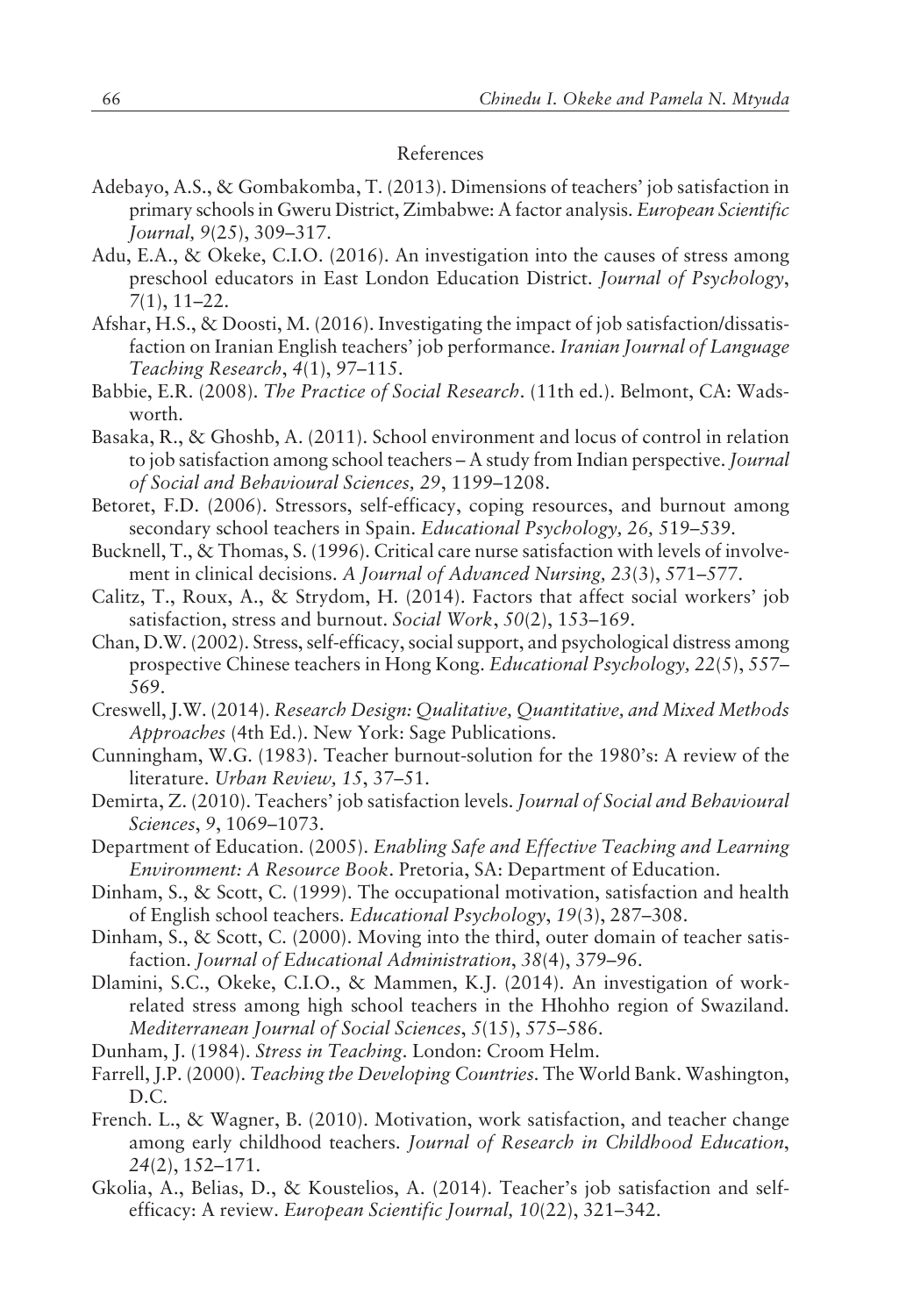## References

Adebayo, A.S., & Gombakomba, T. (2013). Dimensions of teachers' job satisfaction in primary schools in Gweru District, Zimbabwe: A factor analysis. *European Scientific Journal, 9*(25), 309–317.

Adu, E.A., & Okeke, C.I.O. (2016). An investigation into the causes of stress among preschool educators in East London Education District. *Journal of Psychology*, *7*(1), 11–22.

Afshar, H.S., & Doosti, M. (2016). Investigating the impact of job satisfaction/dissatisfaction on Iranian English teachers' job performance. *Iranian Journal of Language Teaching Research*, *4*(1), 97–115.

Babbie, E.R. (2008). *The Practice of Social Research*. (11th ed.). Belmont, CA: Wadsworth.

Basaka, R., & Ghoshb, A. (2011). School environment and locus of control in relation to job satisfaction among school teachers – A study from Indian perspective. *Journal of Social and Behavioural Sciences, 29*, 1199–1208.

Betoret, F.D. (2006). Stressors, self-efficacy, coping resources, and burnout among secondary school teachers in Spain. *Educational Psychology, 26,* 519–539.

Bucknell, T., & Thomas, S. (1996). Critical care nurse satisfaction with levels of involvement in clinical decisions. *A Journal of Advanced Nursing, 23*(3), 571–577.

Calitz, T., Roux, A., & Strydom, H. (2014). Factors that affect social workers' job satisfaction, stress and burnout. *Social Work*, *50*(2), 153–169.

Chan, D.W. (2002). Stress, self-efficacy, social support, and psychological distress among prospective Chinese teachers in Hong Kong. *Educational Psychology, 22*(5), 557–569.

Creswell, J.W. (2014). *Research Design: Qualitative, Quantitative, and Mixed Methods Approaches* (4th Ed.). New York: Sage Publications.

Cunningham, W.G. (1983). Teacher burnout-solution for the 1980's: A review of the literature. *Urban Review, 15*, 37–51.

Demirta, Z. (2010). Teachers' job satisfaction levels. *Journal of Social and Behavioural Sciences*, *9*, 1069–1073.

Department of Education. (2005). *Enabling Safe and Effective Teaching and Learning Environment: A Resource Book*. Pretoria, SA: Department of Education.

Dinham, S., & Scott, C. (1999). The occupational motivation, satisfaction and health of English school teachers. *Educational Psychology*, *19*(3), 287–308.

Dinham, S., & Scott, C. (2000). Moving into the third, outer domain of teacher satisfaction. *Journal of Educational Administration*, *38*(4), 379–96.

Dlamini, S.C., Okeke, C.I.O., & Mammen, K.J. (2014). An investigation of work-related stress among high school teachers in the Hhohho region of Swaziland. *Mediterranean Journal of Social Sciences*, *5*(15), 575–586.

Dunham, J. (1984). *Stress in Teaching*. London: Croom Helm.

Farrell, J.P. (2000). *Teaching the Developing Countries*. The World Bank. Washington, D.C.

French. L., & Wagner, B. (2010). Motivation, work satisfaction, and teacher change among early childhood teachers. *Journal of Research in Childhood Education*, *24*(2), 152–171.

Gkolia, A., Belias, D., & Koustelios, A. (2014). Teacher's job satisfaction and self-efficacy: A review. *European Scientific Journal, 10*(22), 321–342.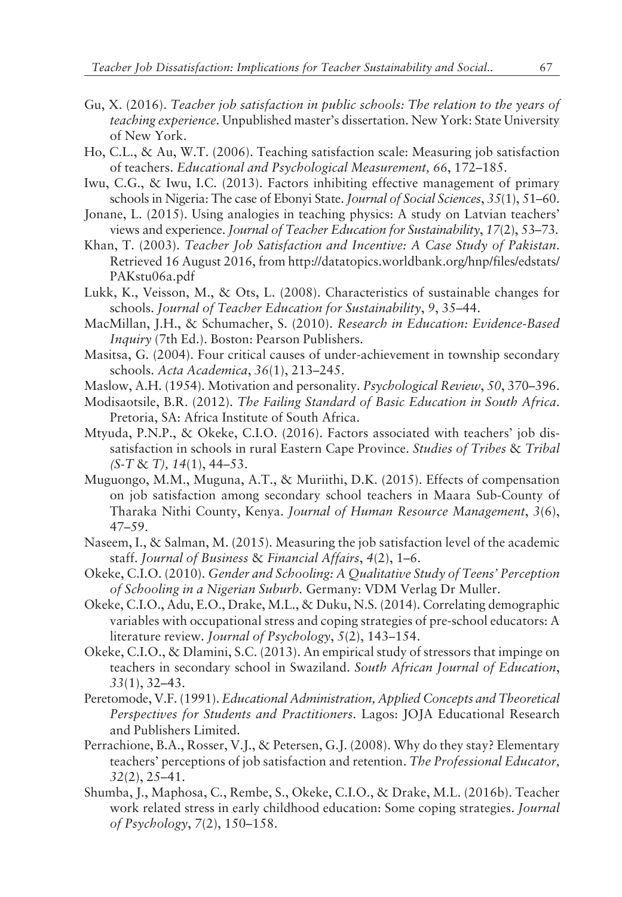Gu, X. (2016). *Teacher job satisfaction in public schools: The relation to the years of teaching experience*. Unpublished master's dissertation. New York: State University of New York.

Ho, C.L., & Au, W.T. (2006). Teaching satisfaction scale: Measuring job satisfaction of teachers. *Educational and Psychological Measurement, 66*, 172–185.

Iwu, C.G., & Iwu, I.C. (2013). Factors inhibiting effective management of primary schools in Nigeria: The case of Ebonyi State. *Journal of Social Sciences*, *35*(1), 51–60.

Jonane, L. (2015). Using analogies in teaching physics: A study on Latvian teachers' views and experience. *Journal of Teacher Education for Sustainability*, *17*(2), 53–73.

Khan, T. (2003). *Teacher Job Satisfaction and Incentive: A Case Study of Pakistan*. Retrieved 16 August 2016, from http://datatopics.worldbank.org/hnp/files/edstats/PAKstu06a.pdf

Lukk, K., Veisson, M., & Ots, L. (2008). Characteristics of sustainable changes for schools. *Journal of Teacher Education for Sustainability*, *9*, 35–44.

MacMillan, J.H., & Schumacher, S. (2010). *Research in Education: Evidence-Based Inquiry* (7th Ed.). Boston: Pearson Publishers.

Masitsa, G. (2004). Four critical causes of under-achievement in township secondary schools. *Acta Academica*, *36*(1), 213–245.

Maslow, A.H. (1954). Motivation and personality. *Psychological Review*, *50*, 370–396.

Modisaotsile, B.R. (2012). *The Failing Standard of Basic Education in South Africa*. Pretoria, SA: Africa Institute of South Africa.

Mtyuda, P.N.P., & Okeke, C.I.O. (2016). Factors associated with teachers' job dissatisfaction in schools in rural Eastern Cape Province. *Studies of Tribes* & *Tribal (S-T* & *T), 14*(1), 44–53.

Muguongo, M.M., Muguna, A.T., & Muriithi, D.K. (2015). Effects of compensation on job satisfaction among secondary school teachers in Maara Sub-County of Tharaka Nithi County, Kenya. *Journal of Human Resource Management*, *3*(6), 47–59.

Naseem, I., & Salman, M. (2015). Measuring the job satisfaction level of the academic staff. *Journal of Business* & *Financial Affairs*, *4*(2), 1–6.

Okeke, C.I.O. (2010). *Gender and Schooling: A Qualitative Study of Teens' Perception of Schooling in a Nigerian Suburb.* Germany: VDM Verlag Dr Muller.

Okeke, C.I.O., Adu, E.O., Drake, M.L., & Duku, N.S. (2014). Correlating demographic variables with occupational stress and coping strategies of pre-school educators: A literature review. *Journal of Psychology*, *5*(2), 143–154.

Okeke, C.I.O., & Dlamini, S.C. (2013). An empirical study of stressors that impinge on teachers in secondary school in Swaziland. *South African Journal of Education*, *33*(1), 32–43.

Peretomode, V.F. (1991). *Educational Administration, Applied Concepts and Theoretical Perspectives for Students and Practitioners*. Lagos: JOJA Educational Research and Publishers Limited.

Perrachione, B.A., Rosser, V.J., & Petersen, G.J. (2008). Why do they stay? Elementary teachers' perceptions of job satisfaction and retention. *The Professional Educator, 32*(2), 25–41.

Shumba, J., Maphosa, C., Rembe, S., Okeke, C.I.O., & Drake, M.L. (2016b). Teacher work related stress in early childhood education: Some coping strategies. *Journal of Psychology*, *7*(2), 150–158.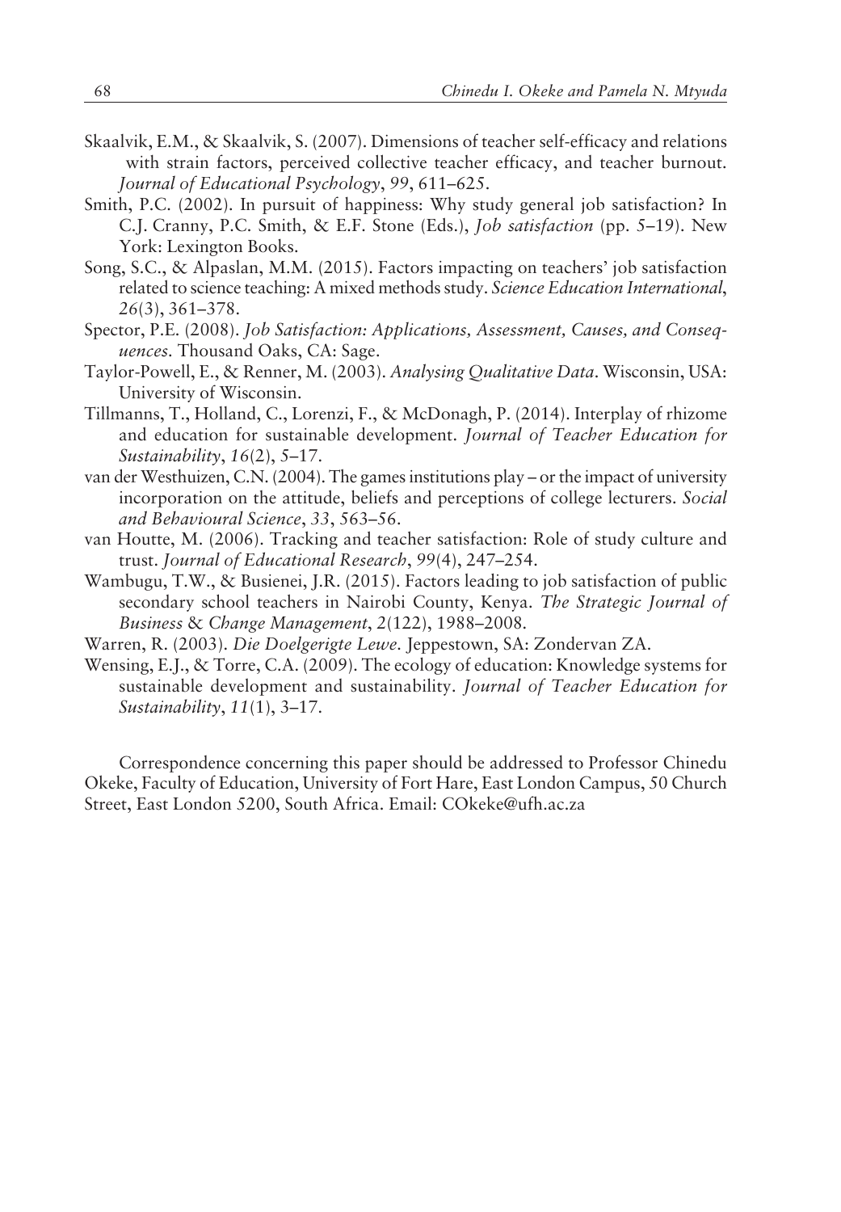Skaalvik, E.M., & Skaalvik, S. (2007). Dimensions of teacher self-efficacy and relations with strain factors, perceived collective teacher efficacy, and teacher burnout. *Journal of Educational Psychology*, *99*, 611–625.

Smith, P.C. (2002). In pursuit of happiness: Why study general job satisfaction? In C.J. Cranny, P.C. Smith, & E.F. Stone (Eds.), *Job satisfaction* (pp. 5–19). New York: Lexington Books.

Song, S.C., & Alpaslan, M.M. (2015). Factors impacting on teachers' job satisfaction related to science teaching: A mixed methods study. *Science Education International*, *26*(3), 361–378.

Spector, P.E. (2008). *Job Satisfaction: Applications, Assessment, Causes, and Consequences.* Thousand Oaks, CA: Sage.

Taylor-Powell, E., & Renner, M. (2003). *Analysing Qualitative Data*. Wisconsin, USA: University of Wisconsin.

Tillmanns, T., Holland, C., Lorenzi, F., & McDonagh, P. (2014). Interplay of rhizome and education for sustainable development. *Journal of Teacher Education for Sustainability*, *16*(2), 5–17.

van der Westhuizen, C.N. (2004). The games institutions play – or the impact of university incorporation on the attitude, beliefs and perceptions of college lecturers. *Social and Behavioural Science*, *33*, 563–56.

van Houtte, M. (2006). Tracking and teacher satisfaction: Role of study culture and trust. *Journal of Educational Research*, *99*(4), 247–254.

Wambugu, T.W., & Busienei, J.R. (2015). Factors leading to job satisfaction of public secondary school teachers in Nairobi County, Kenya. *The Strategic Journal of Business & Change Management*, *2*(122), 1988–2008.

Warren, R. (2003). *Die Doelgerigte Lewe*. Jeppestown, SA: Zondervan ZA.

Wensing, E.J., & Torre, C.A. (2009). The ecology of education: Knowledge systems for sustainable development and sustainability. *Journal of Teacher Education for Sustainability*, *11*(1), 3–17.

Correspondence concerning this paper should be addressed to Professor Chinedu Okeke, Faculty of Education, University of Fort Hare, East London Campus, 50 Church Street, East London 5200, South Africa. Email: COkeke@ufh.ac.za